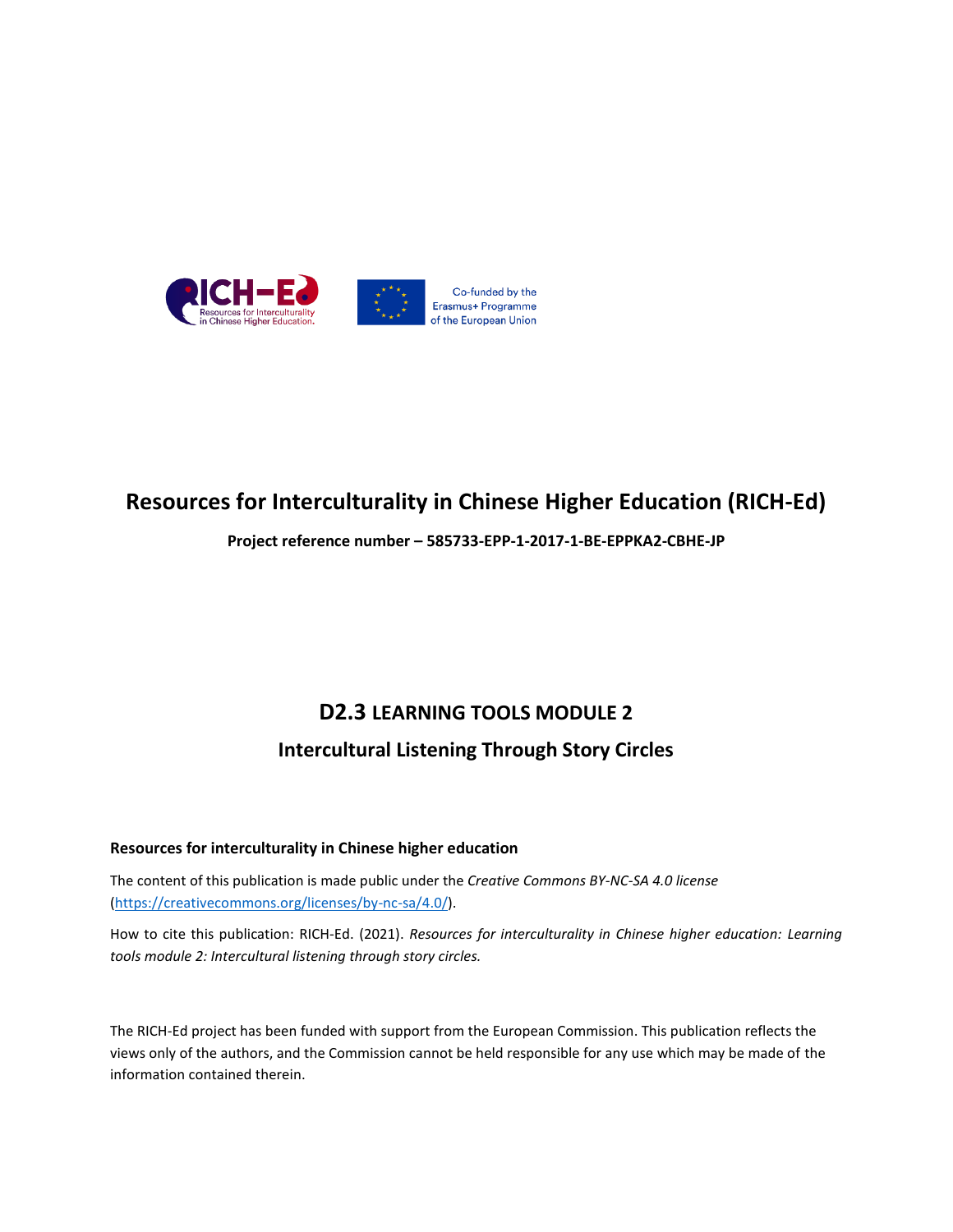# Resources for Interculturality in Chinese Higher Education (RICH-Ed)

**Project reference number – 585733-EPP-1-2017-1-BE-EPPKA2-CBHE-JP**

## D2.3 LEARNING TOOLS MODULE 2

## Intercultural Listening Through Story Circles

**Resources for interculturality in Chinese higher education**

The content of this publication is made public under the *Creative Commons BY-NC-SA 4.0 license* (https://creativecommons.org/licenses/by-nc-sa/4.0/).

How to cite this publication: RICH-Ed. (2021). *Resources for interculturality in Chinese higher education: Learning tools module 2: Intercultural listening through story circles.*

The RICH-Ed project has been funded with support from the European Commission. This publication reflects the views only of the authors, and the Commission cannot be held responsible for any use which may be made of the information contained therein.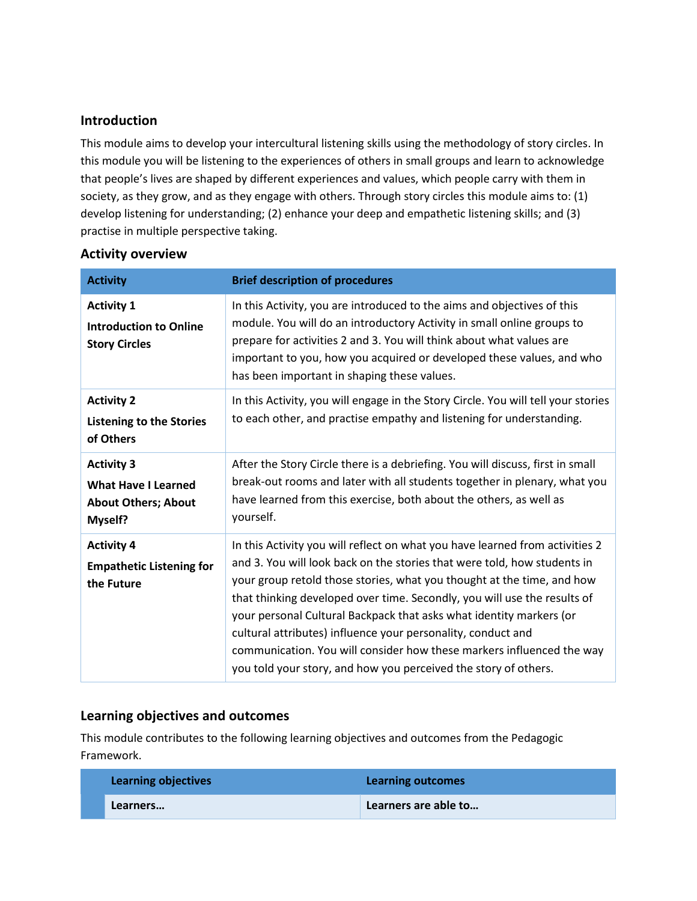## Introduction

This module aims to develop your intercultural listening skills using the methodology of story circles. In this module you will be listening to the experiences of others in small groups and learn to acknowledge that people's lives are shaped by different experiences and values, which people carry with them in society, as they grow, and as they engage with others. Through story circles this module aims to: (1) develop listening for understanding; (2) enhance your deep and empathetic listening skills; and (3) practise in multiple perspective taking.

## Activity overview

| Activity | Brief description of procedures |
|---|---|
| **Activity 1** **Introduction to Online Story Circles** | In this Activity, you are introduced to the aims and objectives of this module. You will do an introductory Activity in small online groups to prepare for activities 2 and 3. You will think about what values are important to you, how you acquired or developed these values, and who has been important in shaping these values. |
| **Activity 2** **Listening to the Stories of Others** | In this Activity, you will engage in the Story Circle. You will tell your stories to each other, and practise empathy and listening for understanding. |
| **Activity 3** **What Have I Learned About Others; About Myself?** | After the Story Circle there is a debriefing. You will discuss, first in small break-out rooms and later with all students together in plenary, what you have learned from this exercise, both about the others, as well as yourself. |
| **Activity 4** **Empathetic Listening for the Future** | In this Activity you will reflect on what you have learned from activities 2 and 3. You will look back on the stories that were told, how students in your group retold those stories, what you thought at the time, and how that thinking developed over time. Secondly, you will use the results of your personal Cultural Backpack that asks what identity markers (or cultural attributes) influence your personality, conduct and communication. You will consider how these markers influenced the way you told your story, and how you perceived the story of others. |

## Learning objectives and outcomes

This module contributes to the following learning objectives and outcomes from the Pedagogic Framework.

| | Learning objectives | Learning outcomes |
|---|---|---|
| | **Learners…** | **Learners are able to…** |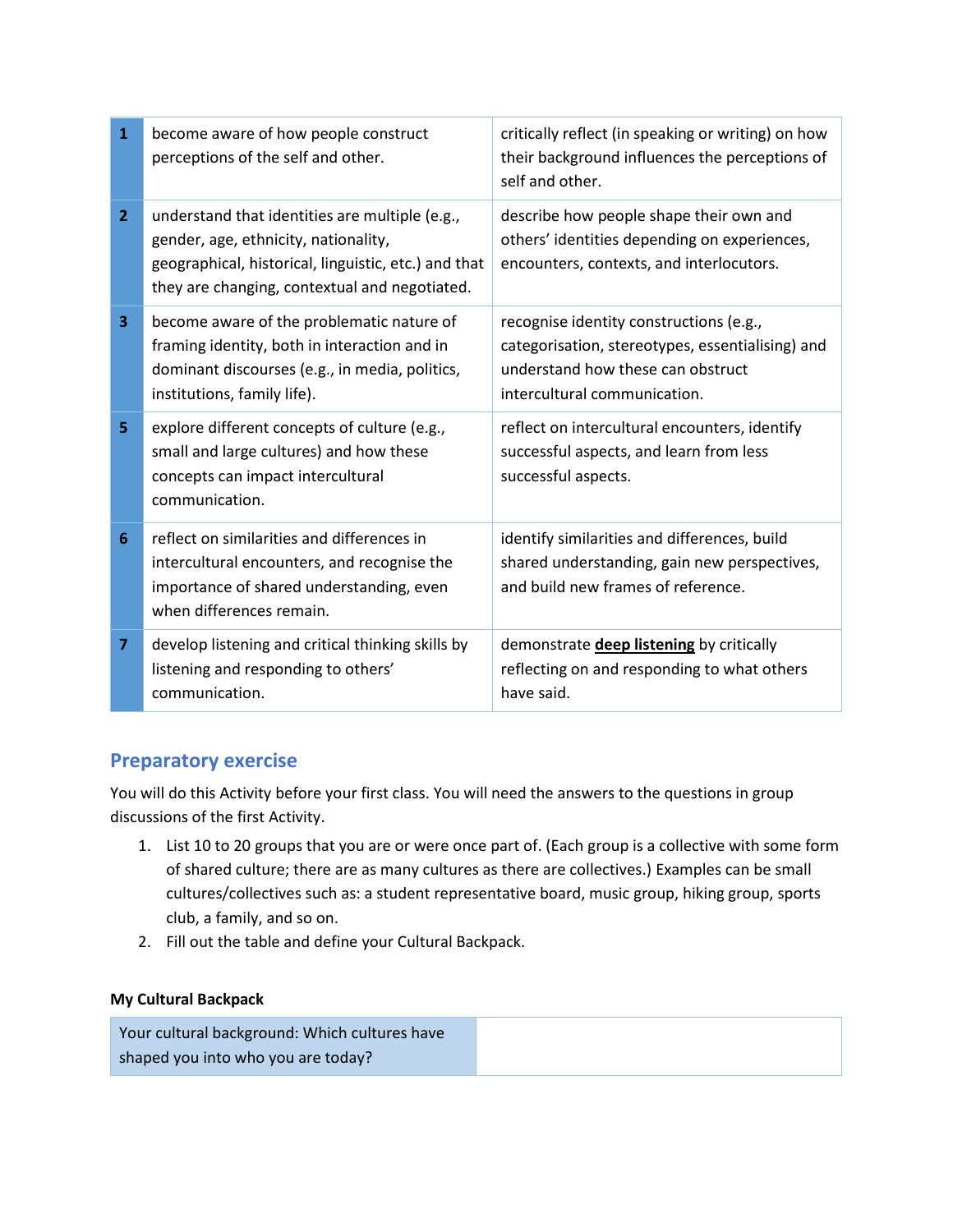| | | |
|---|---|---|
| **1** | become aware of how people construct perceptions of the self and other. | critically reflect (in speaking or writing) on how their background influences the perceptions of self and other. |
| **2** | understand that identities are multiple (e.g., gender, age, ethnicity, nationality, geographical, historical, linguistic, etc.) and that they are changing, contextual and negotiated. | describe how people shape their own and others' identities depending on experiences, encounters, contexts, and interlocutors. |
| **3** | become aware of the problematic nature of framing identity, both in interaction and in dominant discourses (e.g., in media, politics, institutions, family life). | recognise identity constructions (e.g., categorisation, stereotypes, essentialising) and understand how these can obstruct intercultural communication. |
| **5** | explore different concepts of culture (e.g., small and large cultures) and how these concepts can impact intercultural communication. | reflect on intercultural encounters, identify successful aspects, and learn from less successful aspects. |
| **6** | reflect on similarities and differences in intercultural encounters, and recognise the importance of shared understanding, even when differences remain. | identify similarities and differences, build shared understanding, gain new perspectives, and build new frames of reference. |
| **7** | develop listening and critical thinking skills by listening and responding to others' communication. | demonstrate **deep listening** by critically reflecting on and responding to what others have said. |

## Preparatory exercise

You will do this Activity before your first class. You will need the answers to the questions in group discussions of the first Activity.

1. List 10 to 20 groups that you are or were once part of. (Each group is a collective with some form of shared culture; there are as many cultures as there are collectives.) Examples can be small cultures/collectives such as: a student representative board, music group, hiking group, sports club, a family, and so on.
2. Fill out the table and define your Cultural Backpack.

**My Cultural Backpack**

| | |
|---|---|
| Your cultural background: Which cultures have shaped you into who you are today? | |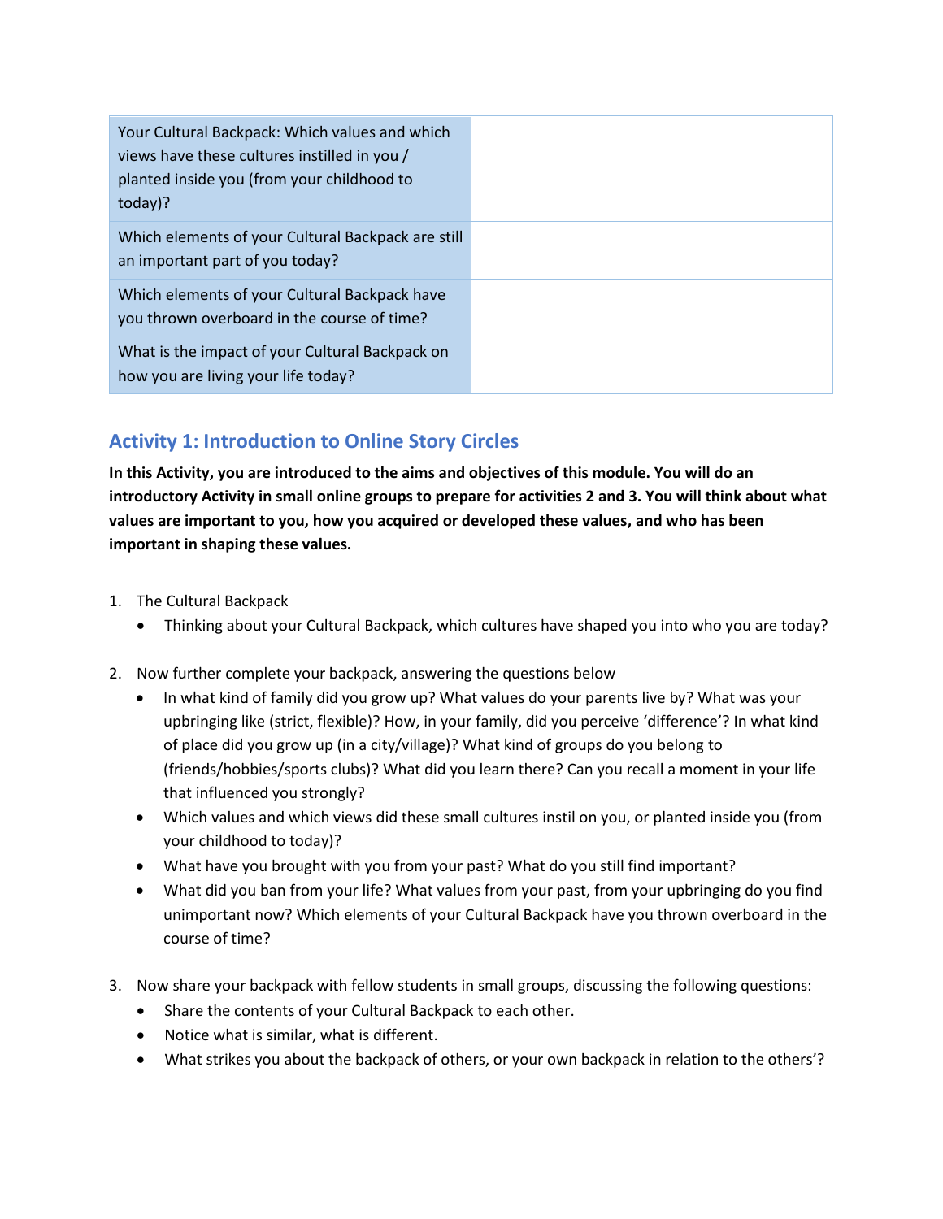| | |
|---|---|
| Your Cultural Backpack: Which values and which views have these cultures instilled in you / planted inside you (from your childhood to today)? | |
| Which elements of your Cultural Backpack are still an important part of you today? | |
| Which elements of your Cultural Backpack have you thrown overboard in the course of time? | |
| What is the impact of your Cultural Backpack on how you are living your life today? | |

## Activity 1: Introduction to Online Story Circles

**In this Activity, you are introduced to the aims and objectives of this module. You will do an introductory Activity in small online groups to prepare for activities 2 and 3. You will think about what values are important to you, how you acquired or developed these values, and who has been important in shaping these values.**

1. The Cultural Backpack
   - Thinking about your Cultural Backpack, which cultures have shaped you into who you are today?

2. Now further complete your backpack, answering the questions below
   - In what kind of family did you grow up? What values do your parents live by? What was your upbringing like (strict, flexible)? How, in your family, did you perceive 'difference'? In what kind of place did you grow up (in a city/village)? What kind of groups do you belong to (friends/hobbies/sports clubs)? What did you learn there? Can you recall a moment in your life that influenced you strongly?
   - Which values and which views did these small cultures instil on you, or planted inside you (from your childhood to today)?
   - What have you brought with you from your past? What do you still find important?
   - What did you ban from your life? What values from your past, from your upbringing do you find unimportant now? Which elements of your Cultural Backpack have you thrown overboard in the course of time?

3. Now share your backpack with fellow students in small groups, discussing the following questions:
   - Share the contents of your Cultural Backpack to each other.
   - Notice what is similar, what is different.
   - What strikes you about the backpack of others, or your own backpack in relation to the others'?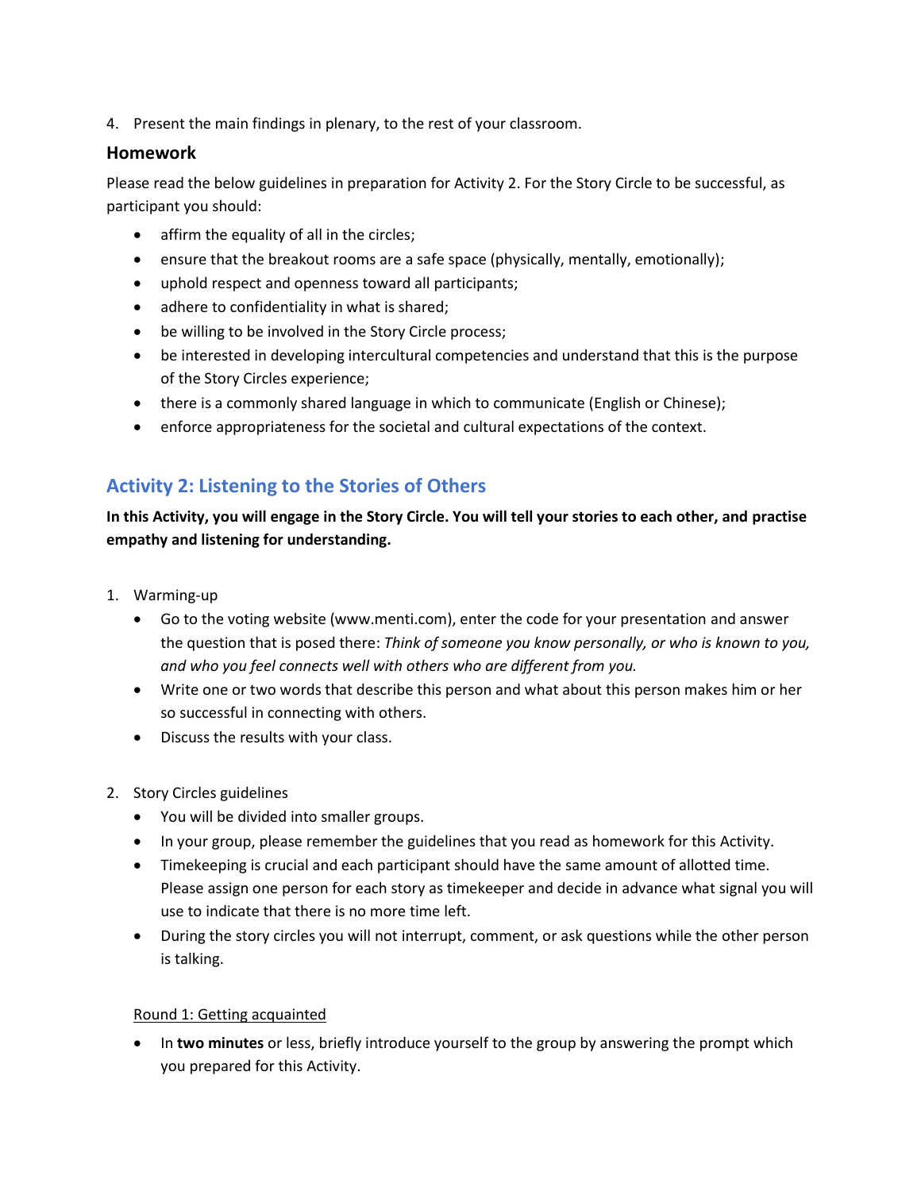4. Present the main findings in plenary, to the rest of your classroom.

### Homework

Please read the below guidelines in preparation for Activity 2. For the Story Circle to be successful, as participant you should:

- affirm the equality of all in the circles;
- ensure that the breakout rooms are a safe space (physically, mentally, emotionally);
- uphold respect and openness toward all participants;
- adhere to confidentiality in what is shared;
- be willing to be involved in the Story Circle process;
- be interested in developing intercultural competencies and understand that this is the purpose of the Story Circles experience;
- there is a commonly shared language in which to communicate (English or Chinese);
- enforce appropriateness for the societal and cultural expectations of the context.

## Activity 2: Listening to the Stories of Others

**In this Activity, you will engage in the Story Circle. You will tell your stories to each other, and practise empathy and listening for understanding.**

1. Warming-up
   - Go to the voting website (www.menti.com), enter the code for your presentation and answer the question that is posed there: *Think of someone you know personally, or who is known to you, and who you feel connects well with others who are different from you.*
   - Write one or two words that describe this person and what about this person makes him or her so successful in connecting with others.
   - Discuss the results with your class.

2. Story Circles guidelines
   - You will be divided into smaller groups.
   - In your group, please remember the guidelines that you read as homework for this Activity.
   - Timekeeping is crucial and each participant should have the same amount of allotted time. Please assign one person for each story as timekeeper and decide in advance what signal you will use to indicate that there is no more time left.
   - During the story circles you will not interrupt, comment, or ask questions while the other person is talking.

   Round 1: Getting acquainted

   - In **two minutes** or less, briefly introduce yourself to the group by answering the prompt which you prepared for this Activity.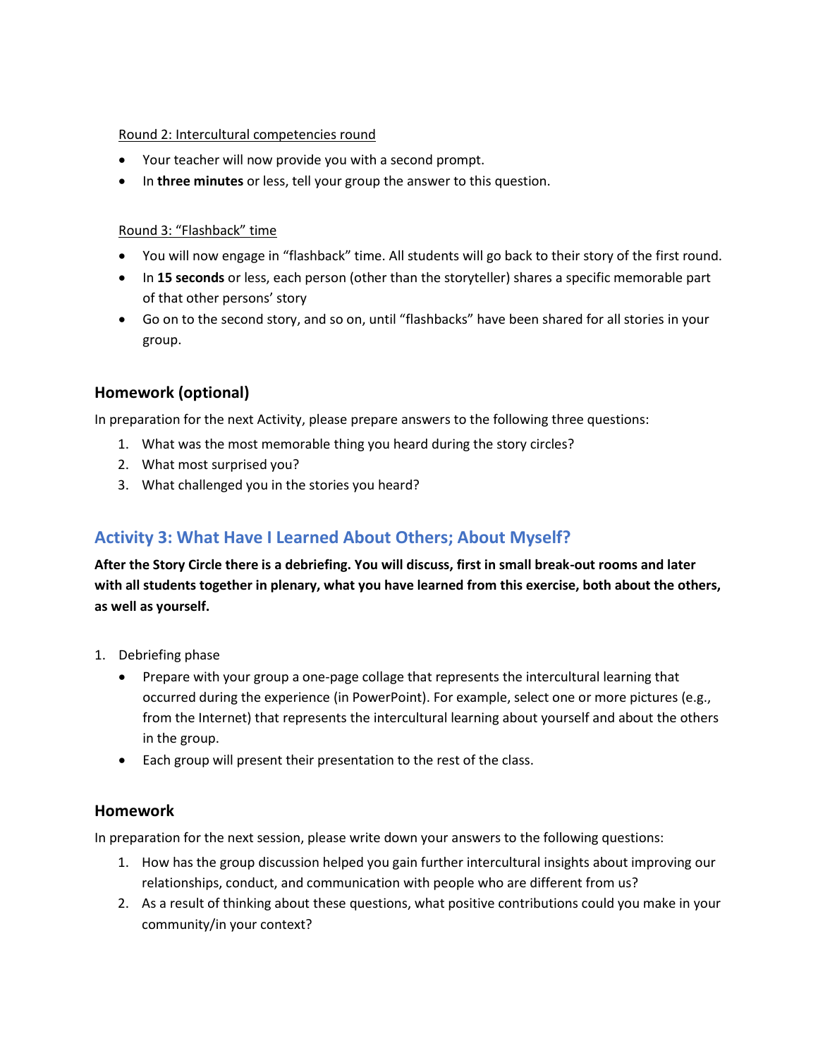Round 2: Intercultural competencies round

- Your teacher will now provide you with a second prompt.
- In **three minutes** or less, tell your group the answer to this question.

Round 3: "Flashback" time

- You will now engage in "flashback" time. All students will go back to their story of the first round.
- In **15 seconds** or less, each person (other than the storyteller) shares a specific memorable part of that other persons' story
- Go on to the second story, and so on, until "flashbacks" have been shared for all stories in your group.

### Homework (optional)

In preparation for the next Activity, please prepare answers to the following three questions:

1. What was the most memorable thing you heard during the story circles?
2. What most surprised you?
3. What challenged you in the stories you heard?

## Activity 3: What Have I Learned About Others; About Myself?

**After the Story Circle there is a debriefing. You will discuss, first in small break-out rooms and later with all students together in plenary, what you have learned from this exercise, both about the others, as well as yourself.**

1. Debriefing phase
   - Prepare with your group a one-page collage that represents the intercultural learning that occurred during the experience (in PowerPoint). For example, select one or more pictures (e.g., from the Internet) that represents the intercultural learning about yourself and about the others in the group.
   - Each group will present their presentation to the rest of the class.

### Homework

In preparation for the next session, please write down your answers to the following questions:

1. How has the group discussion helped you gain further intercultural insights about improving our relationships, conduct, and communication with people who are different from us?
2. As a result of thinking about these questions, what positive contributions could you make in your community/in your context?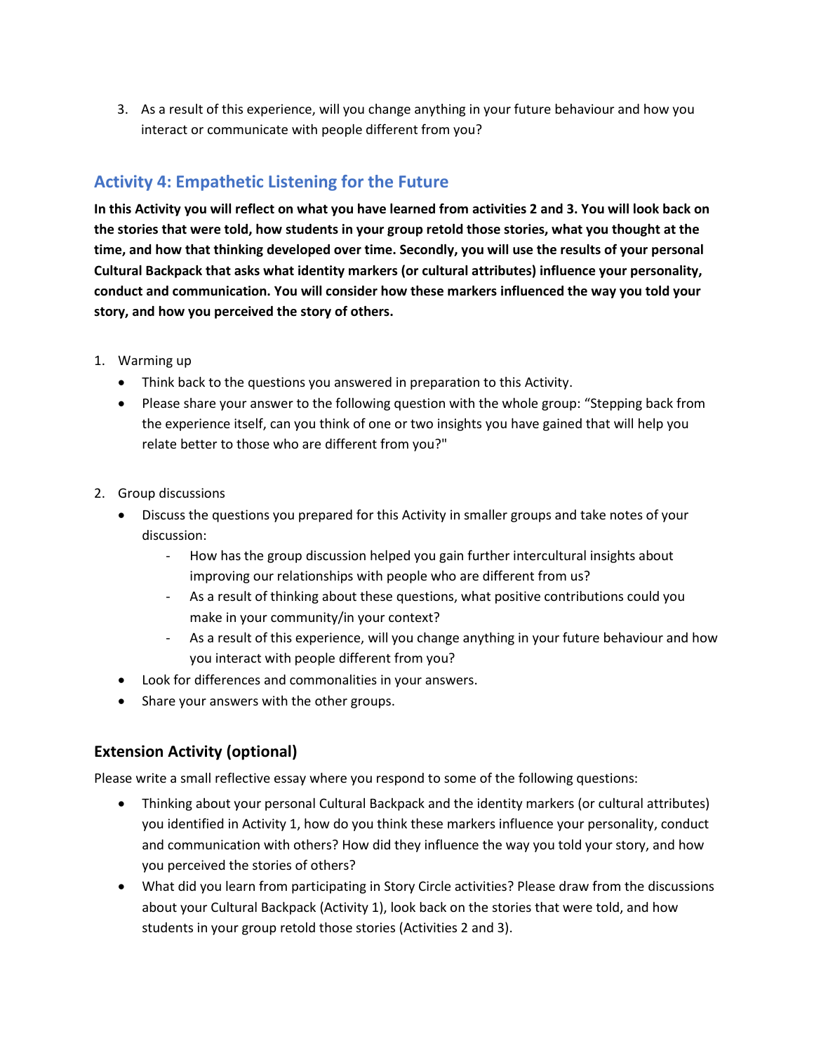3. As a result of this experience, will you change anything in your future behaviour and how you interact or communicate with people different from you?

## Activity 4: Empathetic Listening for the Future

**In this Activity you will reflect on what you have learned from activities 2 and 3. You will look back on the stories that were told, how students in your group retold those stories, what you thought at the time, and how that thinking developed over time. Secondly, you will use the results of your personal Cultural Backpack that asks what identity markers (or cultural attributes) influence your personality, conduct and communication. You will consider how these markers influenced the way you told your story, and how you perceived the story of others.**

1. Warming up
   - Think back to the questions you answered in preparation to this Activity.
   - Please share your answer to the following question with the whole group: "Stepping back from the experience itself, can you think of one or two insights you have gained that will help you relate better to those who are different from you?"

2. Group discussions
   - Discuss the questions you prepared for this Activity in smaller groups and take notes of your discussion:
     - How has the group discussion helped you gain further intercultural insights about improving our relationships with people who are different from us?
     - As a result of thinking about these questions, what positive contributions could you make in your community/in your context?
     - As a result of this experience, will you change anything in your future behaviour and how you interact with people different from you?
   - Look for differences and commonalities in your answers.
   - Share your answers with the other groups.

### Extension Activity (optional)

Please write a small reflective essay where you respond to some of the following questions:

- Thinking about your personal Cultural Backpack and the identity markers (or cultural attributes) you identified in Activity 1, how do you think these markers influence your personality, conduct and communication with others? How did they influence the way you told your story, and how you perceived the stories of others?
- What did you learn from participating in Story Circle activities? Please draw from the discussions about your Cultural Backpack (Activity 1), look back on the stories that were told, and how students in your group retold those stories (Activities 2 and 3).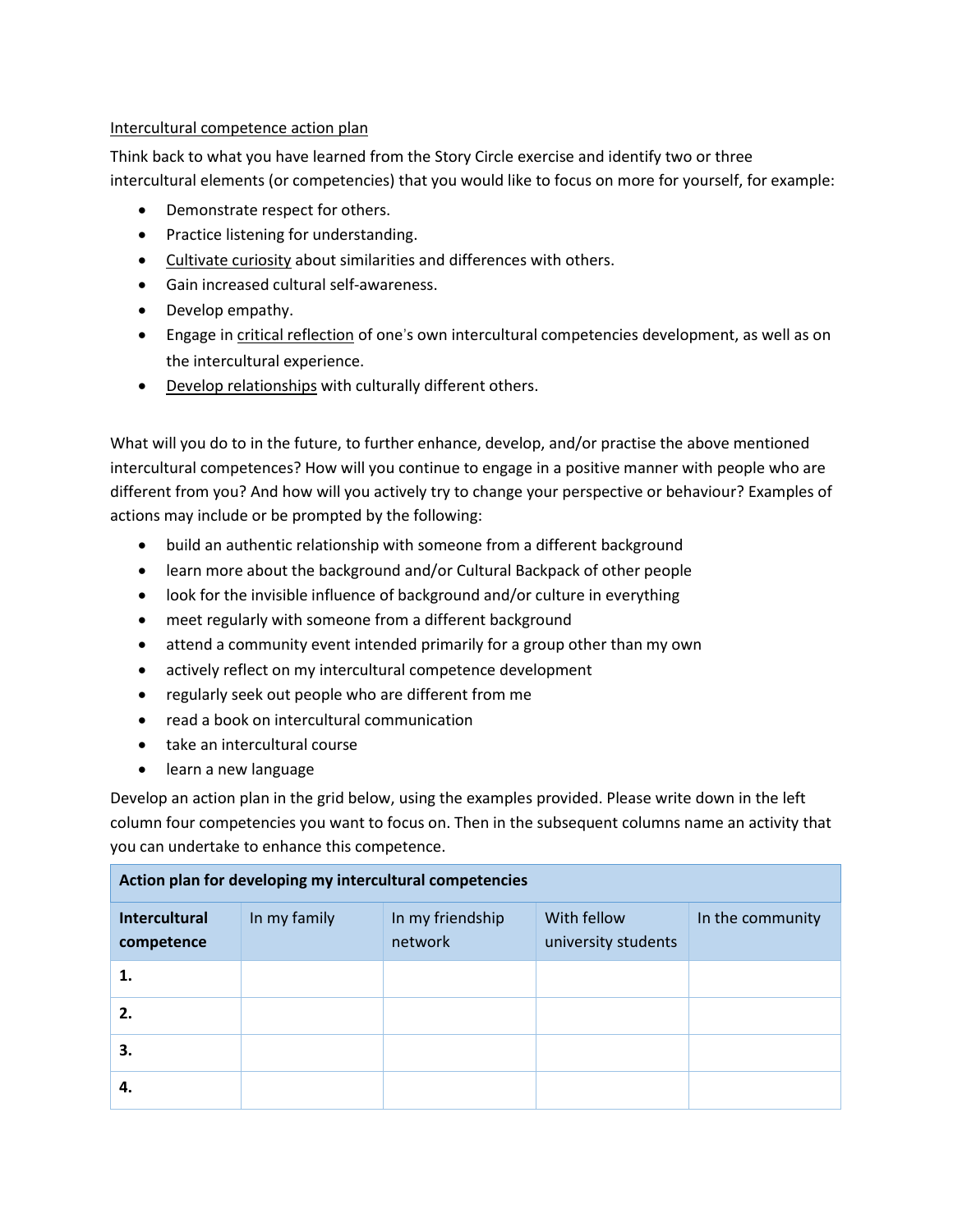Intercultural competence action plan

Think back to what you have learned from the Story Circle exercise and identify two or three intercultural elements (or competencies) that you would like to focus on more for yourself, for example:

- Demonstrate respect for others.
- Practice listening for understanding.
- Cultivate curiosity about similarities and differences with others.
- Gain increased cultural self-awareness.
- Develop empathy.
- Engage in critical reflection of one's own intercultural competencies development, as well as on the intercultural experience.
- Develop relationships with culturally different others.

What will you do to in the future, to further enhance, develop, and/or practise the above mentioned intercultural competences? How will you continue to engage in a positive manner with people who are different from you? And how will you actively try to change your perspective or behaviour? Examples of actions may include or be prompted by the following:

- build an authentic relationship with someone from a different background
- learn more about the background and/or Cultural Backpack of other people
- look for the invisible influence of background and/or culture in everything
- meet regularly with someone from a different background
- attend a community event intended primarily for a group other than my own
- actively reflect on my intercultural competence development
- regularly seek out people who are different from me
- read a book on intercultural communication
- take an intercultural course
- learn a new language

Develop an action plan in the grid below, using the examples provided. Please write down in the left column four competencies you want to focus on. Then in the subsequent columns name an activity that you can undertake to enhance this competence.

| **Action plan for developing my intercultural competencies** | | | | |
|---|---|---|---|---|
| **Intercultural competence** | In my family | In my friendship network | With fellow university students | In the community |
| **1.** | | | | |
| **2.** | | | | |
| **3.** | | | | |
| **4.** | | | | |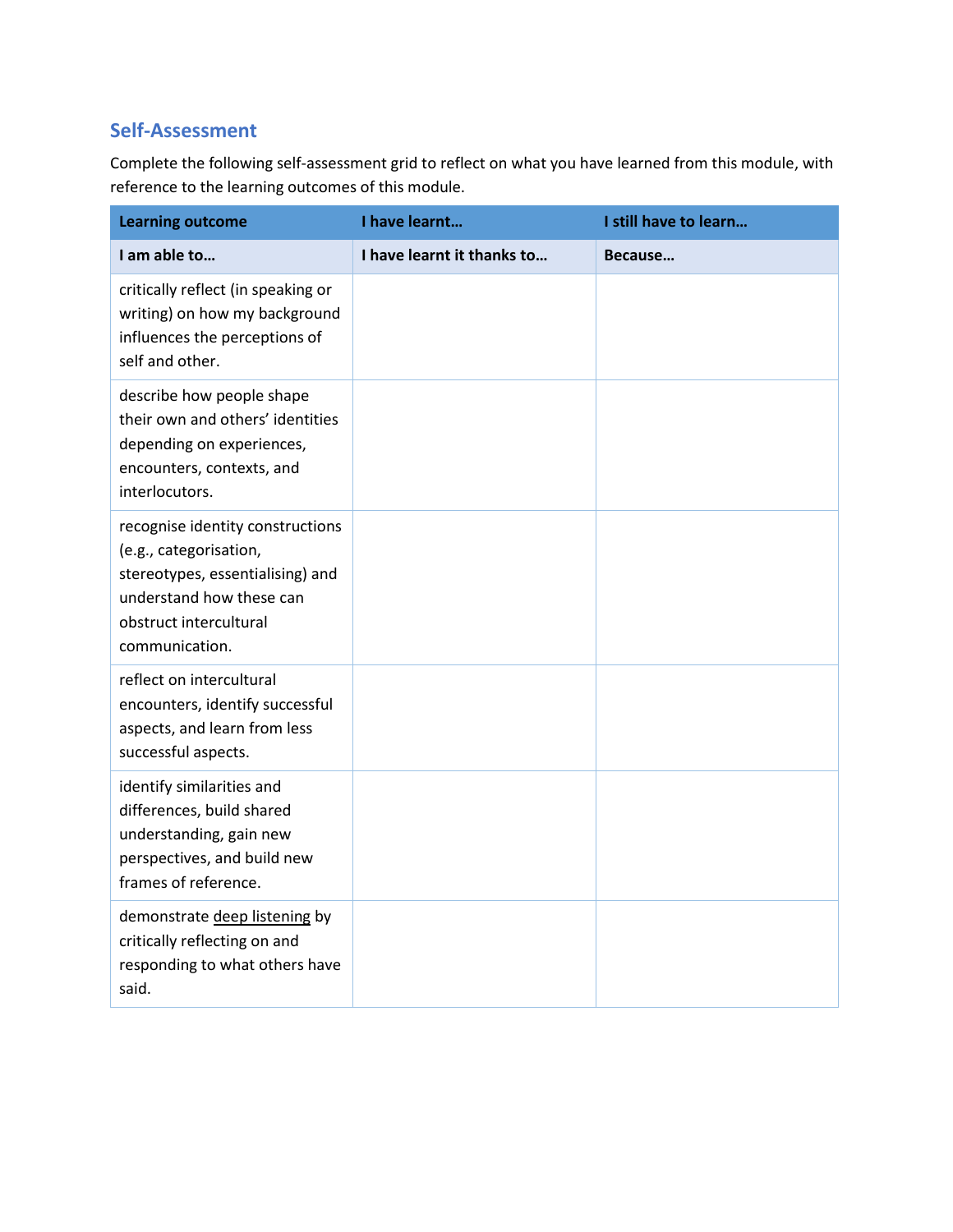## Self-Assessment

Complete the following self-assessment grid to reflect on what you have learned from this module, with reference to the learning outcomes of this module.

| Learning outcome | I have learnt… | I still have to learn… |
|---|---|---|
| **I am able to…** | **I have learnt it thanks to…** | **Because…** |
| critically reflect (in speaking or writing) on how my background influences the perceptions of self and other. | | |
| describe how people shape their own and others' identities depending on experiences, encounters, contexts, and interlocutors. | | |
| recognise identity constructions (e.g., categorisation, stereotypes, essentialising) and understand how these can obstruct intercultural communication. | | |
| reflect on intercultural encounters, identify successful aspects, and learn from less successful aspects. | | |
| identify similarities and differences, build shared understanding, gain new perspectives, and build new frames of reference. | | |
| demonstrate deep listening by critically reflecting on and responding to what others have said. | | |